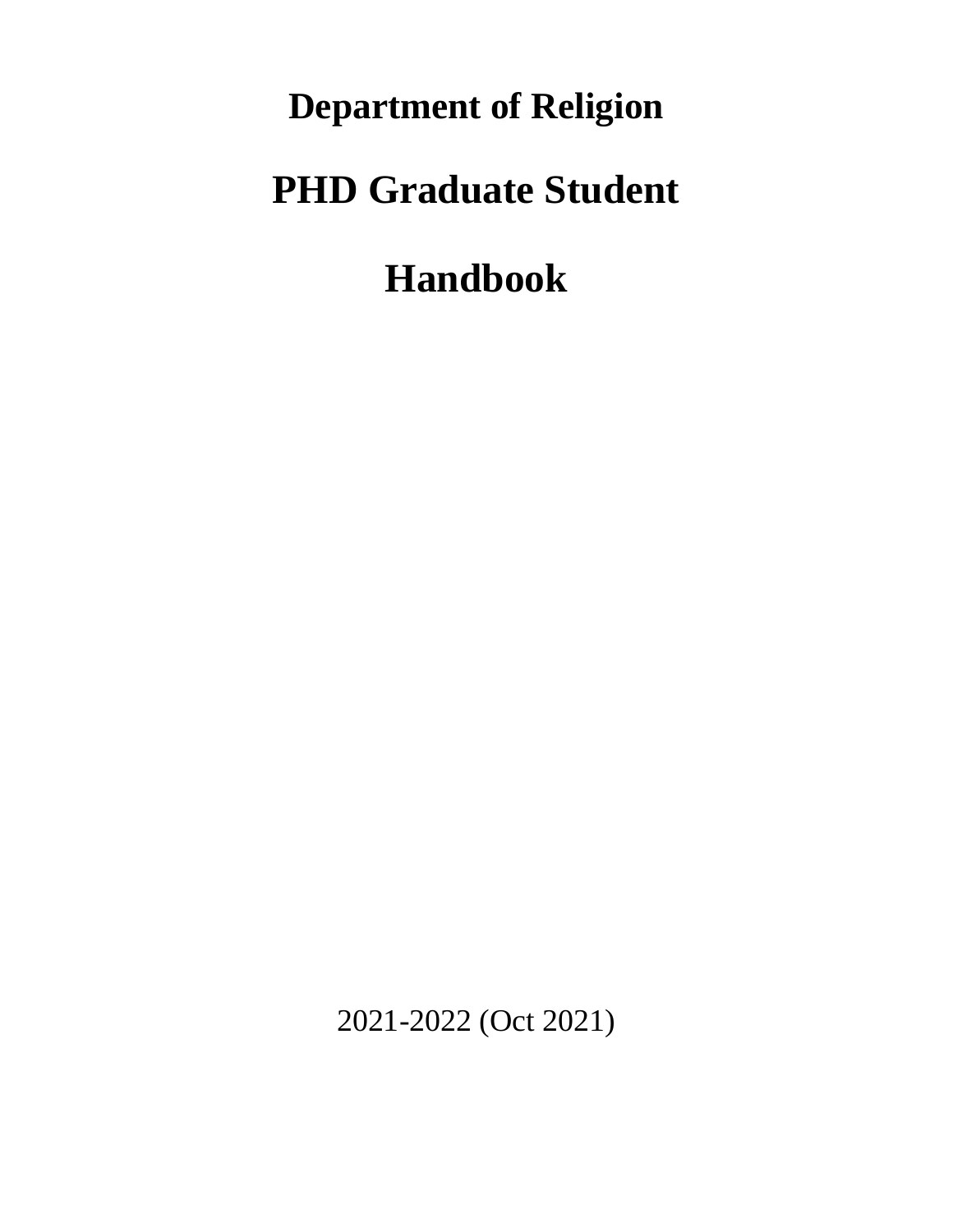# Department of Religion

# PHD Graduate Student

# Handbook

2021-2022 (Oct 2021)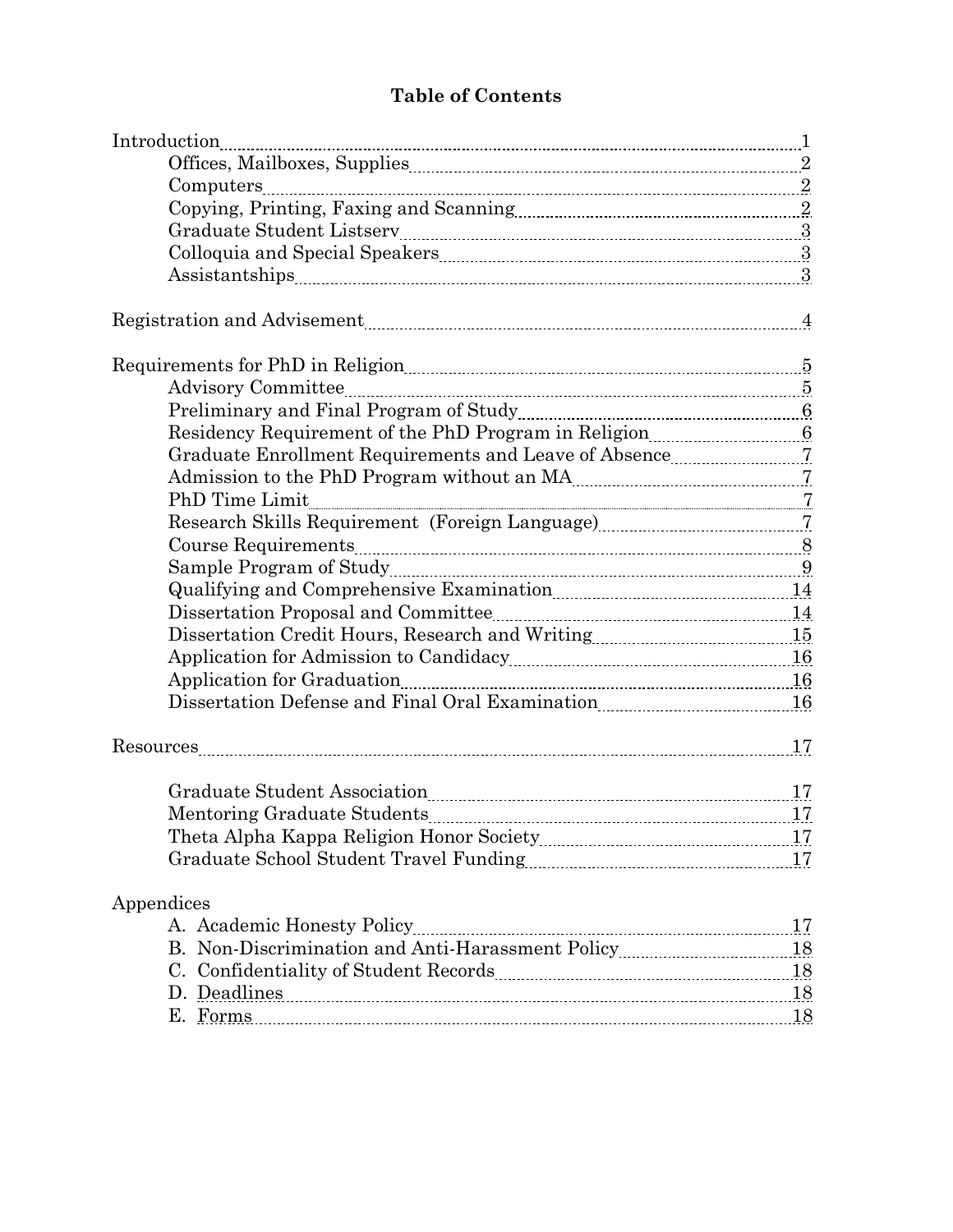# Table of Contents

| | |
|---|---|
| Introduction | 1 |
| Offices, Mailboxes, Supplies | 2 |
| Computers | 2 |
| Copying, Printing, Faxing and Scanning | 2 |
| Graduate Student Listserv | 3 |
| Colloquia and Special Speakers | 3 |
| Assistantships | 3 |
| Registration and Advisement | 4 |
| Requirements for PhD in Religion | 5 |
| Advisory Committee | 5 |
| Preliminary and Final Program of Study | 6 |
| Residency Requirement of the PhD Program in Religion | 6 |
| Graduate Enrollment Requirements and Leave of Absence | 7 |
| Admission to the PhD Program without an MA | 7 |
| PhD Time Limit | 7 |
| Research Skills Requirement (Foreign Language) | 7 |
| Course Requirements | 8 |
| Sample Program of Study | 9 |
| Qualifying and Comprehensive Examination | 14 |
| Dissertation Proposal and Committee | 14 |
| Dissertation Credit Hours, Research and Writing | 15 |
| Application for Admission to Candidacy | 16 |
| Application for Graduation | 16 |
| Dissertation Defense and Final Oral Examination | 16 |
| Resources | 17 |
| Graduate Student Association | 17 |
| Mentoring Graduate Students | 17 |
| Theta Alpha Kappa Religion Honor Society | 17 |
| Graduate School Student Travel Funding | 17 |
| Appendices | |
| A. Academic Honesty Policy | 17 |
| B. Non-Discrimination and Anti-Harassment Policy | 18 |
| C. Confidentiality of Student Records | 18 |
| D. Deadlines | 18 |
| E. Forms | 18 |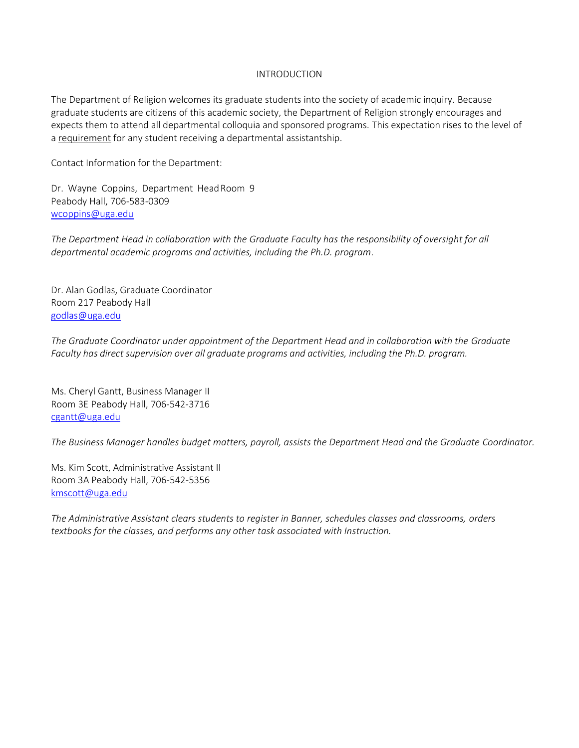# INTRODUCTION

The Department of Religion welcomes its graduate students into the society of academic inquiry. Because graduate students are citizens of this academic society, the Department of Religion strongly encourages and expects them to attend all departmental colloquia and sponsored programs. This expectation rises to the level of a <u>requirement</u> for any student receiving a departmental assistantship.

Contact Information for the Department:

Dr. Wayne Coppins, Department Head Room 9
Peabody Hall, 706-583-0309
[wcoppins@uga.edu](mailto:wcoppins@uga.edu)

*The Department Head in collaboration with the Graduate Faculty has the responsibility of oversight for all departmental academic programs and activities, including the Ph.D. program*.

Dr. Alan Godlas, Graduate Coordinator
Room 217 Peabody Hall
[godlas@uga.edu](mailto:godlas@uga.edu)

*The Graduate Coordinator under appointment of the Department Head and in collaboration with the Graduate Faculty has direct supervision over all graduate programs and activities, including the Ph.D. program.*

Ms. Cheryl Gantt, Business Manager II
Room 3E Peabody Hall, 706-542-3716
[cgantt@uga.edu](mailto:cgantt@uga.edu)

*The Business Manager handles budget matters, payroll, assists the Department Head and the Graduate Coordinator.*

Ms. Kim Scott, Administrative Assistant II
Room 3A Peabody Hall, 706-542-5356
[kmscott@uga.edu](mailto:kmscott@uga.edu)

*The Administrative Assistant clears students to register in Banner, schedules classes and classrooms, orders textbooks for the classes, and performs any other task associated with Instruction.*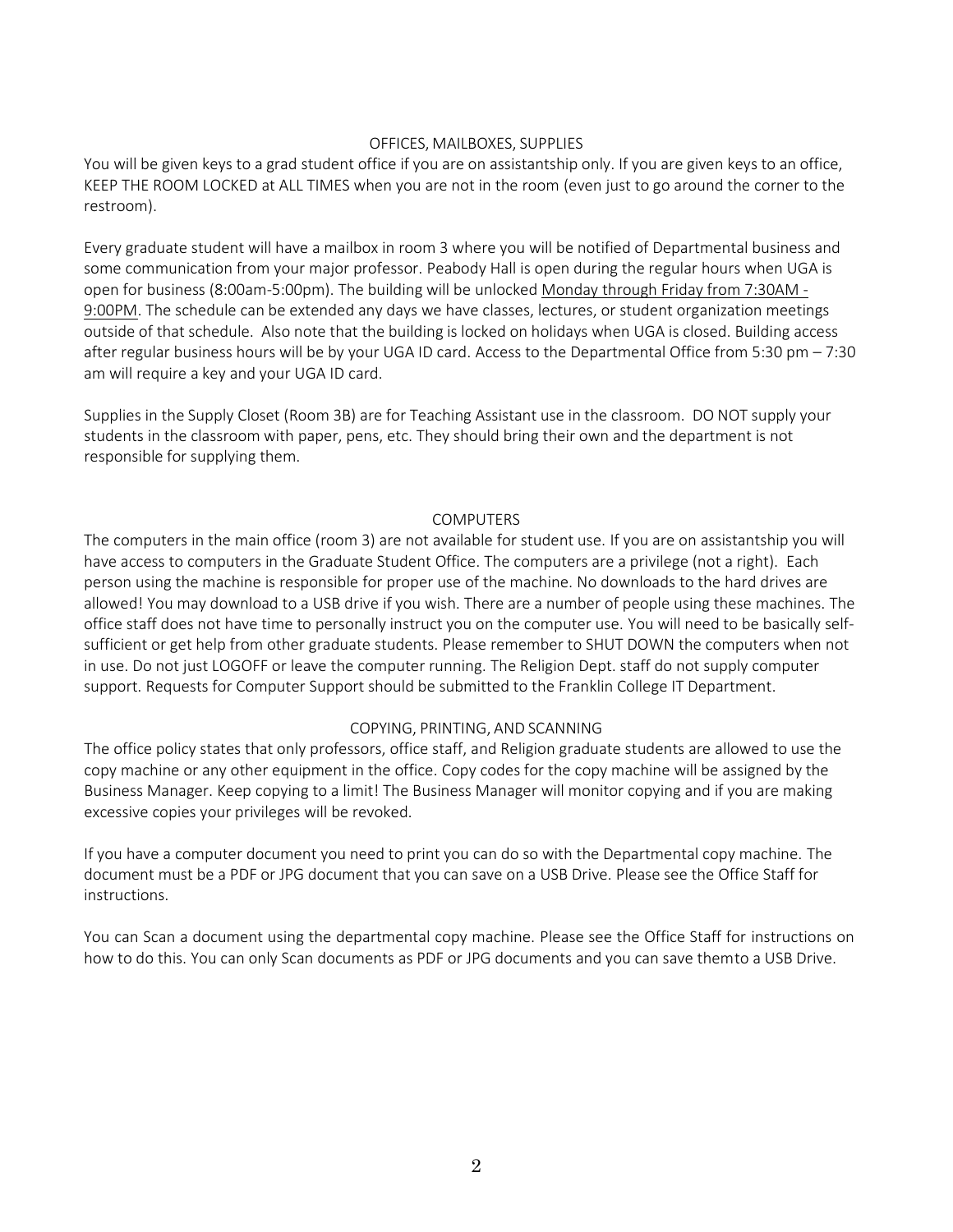## OFFICES, MAILBOXES, SUPPLIES

You will be given keys to a grad student office if you are on assistantship only. If you are given keys to an office, KEEP THE ROOM LOCKED at ALL TIMES when you are not in the room (even just to go around the corner to the restroom).

Every graduate student will have a mailbox in room 3 where you will be notified of Departmental business and some communication from your major professor. Peabody Hall is open during the regular hours when UGA is open for business (8:00am-5:00pm). The building will be unlocked Monday through Friday from 7:30AM - 9:00PM. The schedule can be extended any days we have classes, lectures, or student organization meetings outside of that schedule. Also note that the building is locked on holidays when UGA is closed. Building access after regular business hours will be by your UGA ID card. Access to the Departmental Office from 5:30 pm – 7:30 am will require a key and your UGA ID card.

Supplies in the Supply Closet (Room 3B) are for Teaching Assistant use in the classroom. DO NOT supply your students in the classroom with paper, pens, etc. They should bring their own and the department is not responsible for supplying them.

## COMPUTERS

The computers in the main office (room 3) are not available for student use. If you are on assistantship you will have access to computers in the Graduate Student Office. The computers are a privilege (not a right). Each person using the machine is responsible for proper use of the machine. No downloads to the hard drives are allowed! You may download to a USB drive if you wish. There are a number of people using these machines. The office staff does not have time to personally instruct you on the computer use. You will need to be basically self-sufficient or get help from other graduate students. Please remember to SHUT DOWN the computers when not in use. Do not just LOGOFF or leave the computer running. The Religion Dept. staff do not supply computer support. Requests for Computer Support should be submitted to the Franklin College IT Department.

## COPYING, PRINTING, AND SCANNING

The office policy states that only professors, office staff, and Religion graduate students are allowed to use the copy machine or any other equipment in the office. Copy codes for the copy machine will be assigned by the Business Manager. Keep copying to a limit! The Business Manager will monitor copying and if you are making excessive copies your privileges will be revoked.

If you have a computer document you need to print you can do so with the Departmental copy machine. The document must be a PDF or JPG document that you can save on a USB Drive. Please see the Office Staff for instructions.

You can Scan a document using the departmental copy machine. Please see the Office Staff for instructions on how to do this. You can only Scan documents as PDF or JPG documents and you can save themto a USB Drive.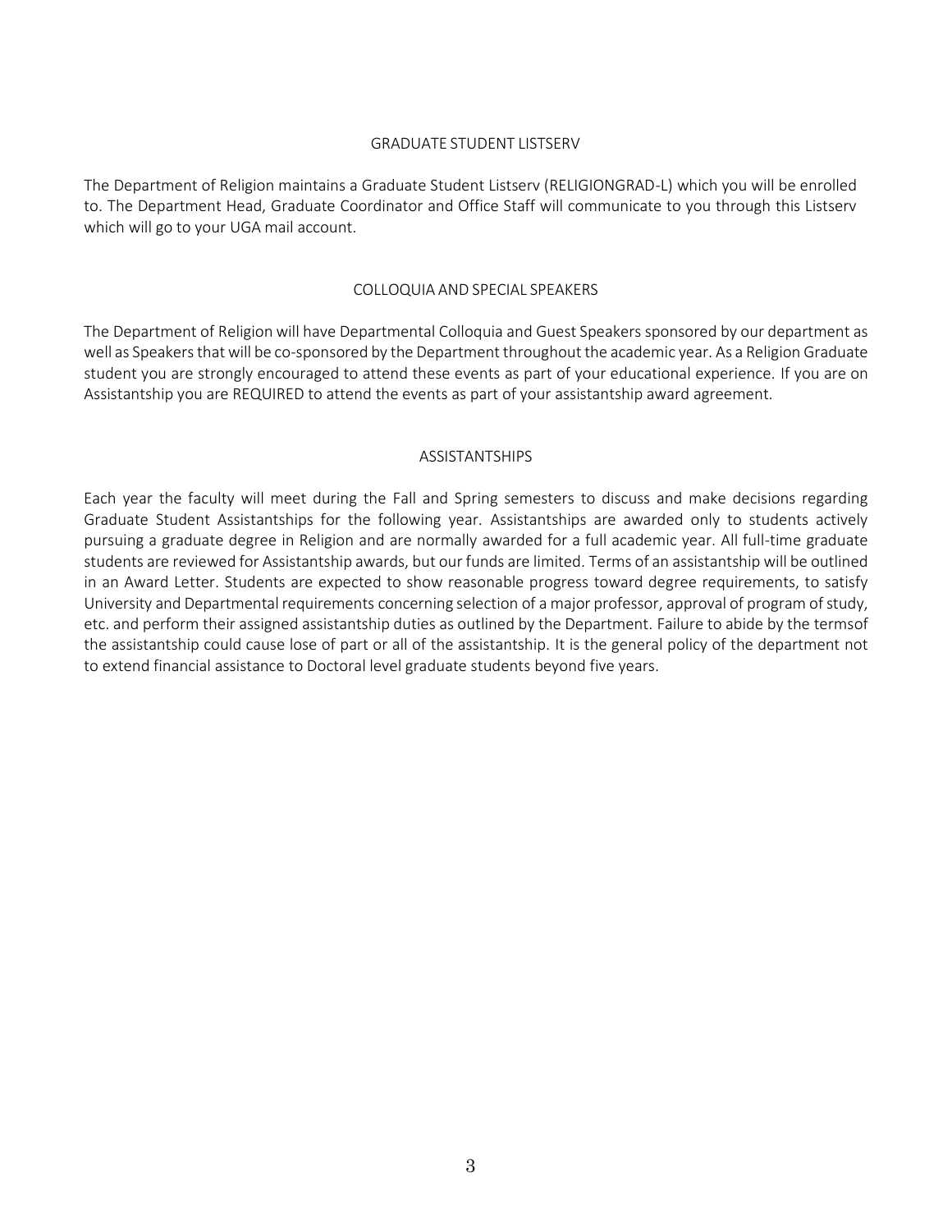## GRADUATE STUDENT LISTSERV

The Department of Religion maintains a Graduate Student Listserv (RELIGIONGRAD-L) which you will be enrolled to. The Department Head, Graduate Coordinator and Office Staff will communicate to you through this Listserv which will go to your UGA mail account.

## COLLOQUIA AND SPECIAL SPEAKERS

The Department of Religion will have Departmental Colloquia and Guest Speakers sponsored by our department as well as Speakers that will be co-sponsored by the Department throughout the academic year. As a Religion Graduate student you are strongly encouraged to attend these events as part of your educational experience. If you are on Assistantship you are REQUIRED to attend the events as part of your assistantship award agreement.

## ASSISTANTSHIPS

Each year the faculty will meet during the Fall and Spring semesters to discuss and make decisions regarding Graduate Student Assistantships for the following year. Assistantships are awarded only to students actively pursuing a graduate degree in Religion and are normally awarded for a full academic year. All full-time graduate students are reviewed for Assistantship awards, but our funds are limited. Terms of an assistantship will be outlined in an Award Letter. Students are expected to show reasonable progress toward degree requirements, to satisfy University and Departmental requirements concerning selection of a major professor, approval of program of study, etc. and perform their assigned assistantship duties as outlined by the Department. Failure to abide by the termsof the assistantship could cause lose of part or all of the assistantship. It is the general policy of the department not to extend financial assistance to Doctoral level graduate students beyond five years.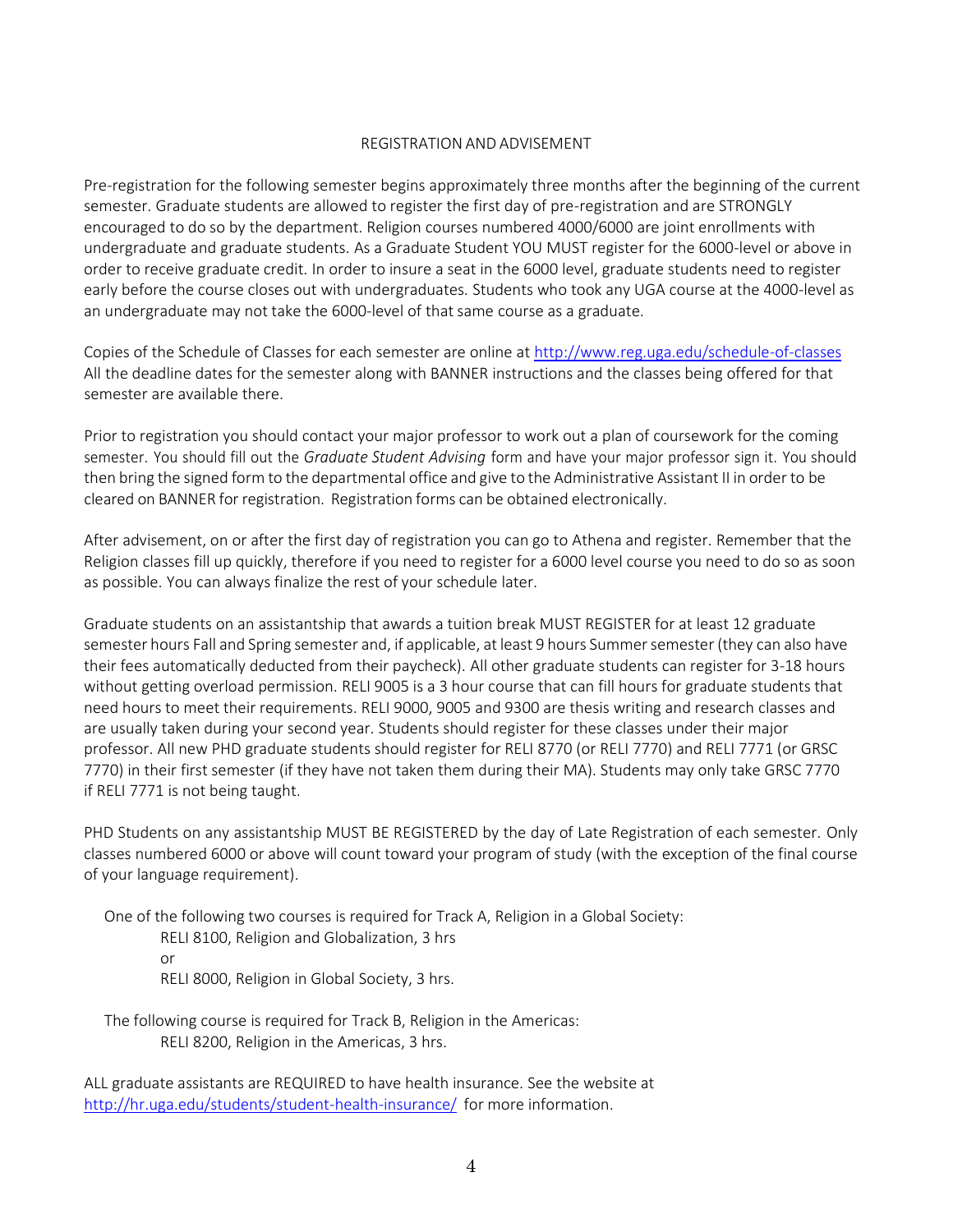## REGISTRATION AND ADVISEMENT

Pre-registration for the following semester begins approximately three months after the beginning of the current semester. Graduate students are allowed to register the first day of pre-registration and are STRONGLY encouraged to do so by the department. Religion courses numbered 4000/6000 are joint enrollments with undergraduate and graduate students. As a Graduate Student YOU MUST register for the 6000-level or above in order to receive graduate credit. In order to insure a seat in the 6000 level, graduate students need to register early before the course closes out with undergraduates. Students who took any UGA course at the 4000-level as an undergraduate may not take the 6000-level of that same course as a graduate.

Copies of the Schedule of Classes for each semester are online at http://www.reg.uga.edu/schedule-of-classes All the deadline dates for the semester along with BANNER instructions and the classes being offered for that semester are available there.

Prior to registration you should contact your major professor to work out a plan of coursework for the coming semester. You should fill out the *Graduate Student Advising* form and have your major professor sign it. You should then bring the signed form to the departmental office and give to the Administrative Assistant II in order to be cleared on BANNER for registration. Registration forms can be obtained electronically.

After advisement, on or after the first day of registration you can go to Athena and register. Remember that the Religion classes fill up quickly, therefore if you need to register for a 6000 level course you need to do so as soon as possible. You can always finalize the rest of your schedule later.

Graduate students on an assistantship that awards a tuition break MUST REGISTER for at least 12 graduate semester hours Fall and Spring semester and, if applicable, at least 9 hours Summer semester (they can also have their fees automatically deducted from their paycheck). All other graduate students can register for 3-18 hours without getting overload permission. RELI 9005 is a 3 hour course that can fill hours for graduate students that need hours to meet their requirements. RELI 9000, 9005 and 9300 are thesis writing and research classes and are usually taken during your second year. Students should register for these classes under their major professor. All new PHD graduate students should register for RELI 8770 (or RELI 7770) and RELI 7771 (or GRSC 7770) in their first semester (if they have not taken them during their MA). Students may only take GRSC 7770 if RELI 7771 is not being taught.

PHD Students on any assistantship MUST BE REGISTERED by the day of Late Registration of each semester. Only classes numbered 6000 or above will count toward your program of study (with the exception of the final course of your language requirement).

One of the following two courses is required for Track A, Religion in a Global Society:

RELI 8100, Religion and Globalization, 3 hrs
or
RELI 8000, Religion in Global Society, 3 hrs.

The following course is required for Track B, Religion in the Americas:

RELI 8200, Religion in the Americas, 3 hrs.

ALL graduate assistants are REQUIRED to have health insurance. See the website at http://hr.uga.edu/students/student-health-insurance/ for more information.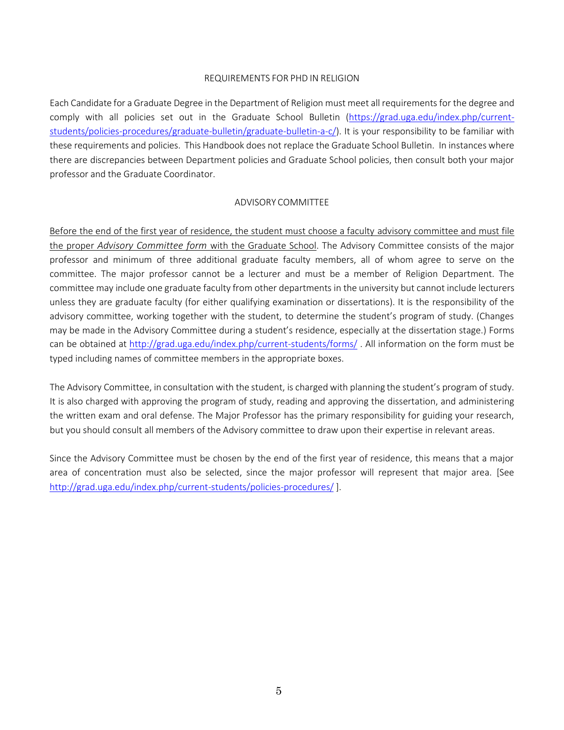## REQUIREMENTS FOR PHD IN RELIGION

Each Candidate for a Graduate Degree in the Department of Religion must meet all requirements for the degree and comply with all policies set out in the Graduate School Bulletin ([https://grad.uga.edu/index.php/current-students/policies-procedures/graduate-bulletin/graduate-bulletin-a-c/](https://grad.uga.edu/index.php/current-students/policies-procedures/graduate-bulletin/graduate-bulletin-a-c/)). It is your responsibility to be familiar with these requirements and policies. This Handbook does not replace the Graduate School Bulletin. In instances where there are discrepancies between Department policies and Graduate School policies, then consult both your major professor and the Graduate Coordinator.

## ADVISORY COMMITTEE

<u>Before the end of the first year of residence, the student must choose a faculty advisory committee and must file the proper *Advisory Committee form* with the Graduate School</u>. The Advisory Committee consists of the major professor and minimum of three additional graduate faculty members, all of whom agree to serve on the committee. The major professor cannot be a lecturer and must be a member of Religion Department. The committee may include one graduate faculty from other departments in the university but cannot include lecturers unless they are graduate faculty (for either qualifying examination or dissertations). It is the responsibility of the advisory committee, working together with the student, to determine the student's program of study. (Changes may be made in the Advisory Committee during a student's residence, especially at the dissertation stage.) Forms can be obtained at [http://grad.uga.edu/index.php/current-students/forms/](http://grad.uga.edu/index.php/current-students/forms/) . All information on the form must be typed including names of committee members in the appropriate boxes.

The Advisory Committee, in consultation with the student, is charged with planning the student's program of study. It is also charged with approving the program of study, reading and approving the dissertation, and administering the written exam and oral defense. The Major Professor has the primary responsibility for guiding your research, but you should consult all members of the Advisory committee to draw upon their expertise in relevant areas.

Since the Advisory Committee must be chosen by the end of the first year of residence, this means that a major area of concentration must also be selected, since the major professor will represent that major area. [See [http://grad.uga.edu/index.php/current-students/policies-procedures/](http://grad.uga.edu/index.php/current-students/policies-procedures/) ].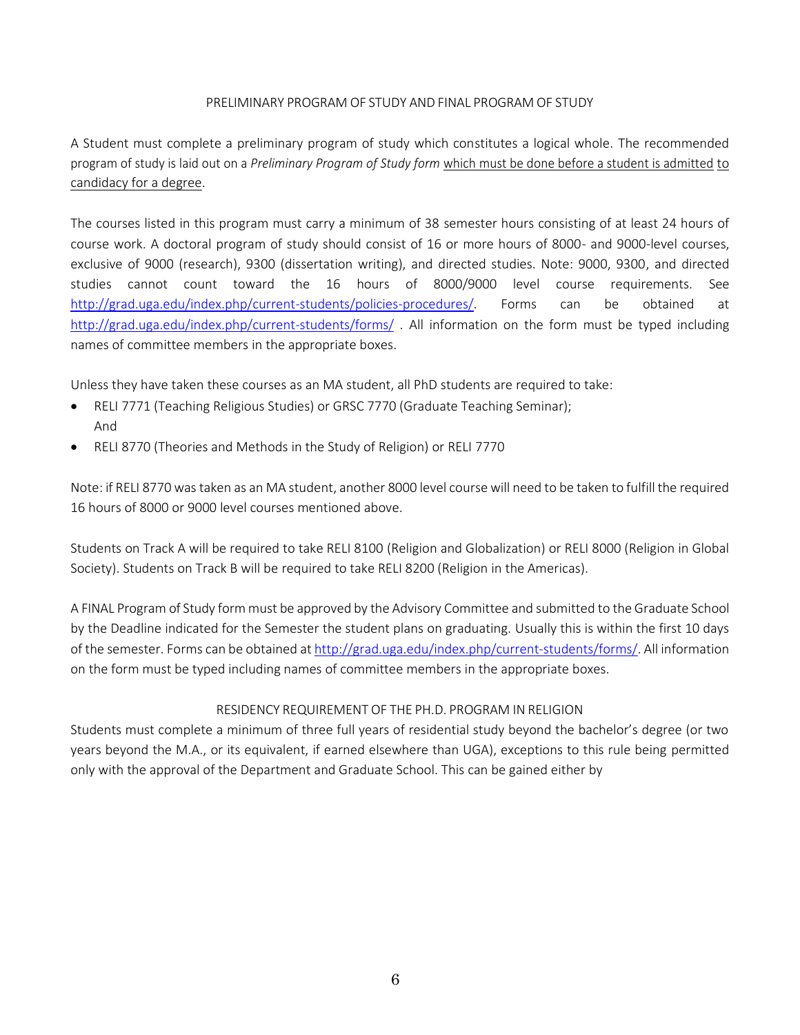## PRELIMINARY PROGRAM OF STUDY AND FINAL PROGRAM OF STUDY

A Student must complete a preliminary program of study which constitutes a logical whole. The recommended program of study is laid out on a *Preliminary Program of Study form* which must be done before a student is admitted to candidacy for a degree.

The courses listed in this program must carry a minimum of 38 semester hours consisting of at least 24 hours of course work. A doctoral program of study should consist of 16 or more hours of 8000- and 9000-level courses, exclusive of 9000 (research), 9300 (dissertation writing), and directed studies. Note: 9000, 9300, and directed studies cannot count toward the 16 hours of 8000/9000 level course requirements. See http://grad.uga.edu/index.php/current-students/policies-procedures/. Forms can be obtained at http://grad.uga.edu/index.php/current-students/forms/ . All information on the form must be typed including names of committee members in the appropriate boxes.

Unless they have taken these courses as an MA student, all PhD students are required to take:

- RELI 7771 (Teaching Religious Studies) or GRSC 7770 (Graduate Teaching Seminar);
  And
- RELI 8770 (Theories and Methods in the Study of Religion) or RELI 7770

Note: if RELI 8770 was taken as an MA student, another 8000 level course will need to be taken to fulfill the required 16 hours of 8000 or 9000 level courses mentioned above.

Students on Track A will be required to take RELI 8100 (Religion and Globalization) or RELI 8000 (Religion in Global Society). Students on Track B will be required to take RELI 8200 (Religion in the Americas).

A FINAL Program of Study form must be approved by the Advisory Committee and submitted to the Graduate School by the Deadline indicated for the Semester the student plans on graduating. Usually this is within the first 10 days of the semester. Forms can be obtained at http://grad.uga.edu/index.php/current-students/forms/. All information on the form must be typed including names of committee members in the appropriate boxes.

## RESIDENCY REQUIREMENT OF THE PH.D. PROGRAM IN RELIGION

Students must complete a minimum of three full years of residential study beyond the bachelor's degree (or two years beyond the M.A., or its equivalent, if earned elsewhere than UGA), exceptions to this rule being permitted only with the approval of the Department and Graduate School. This can be gained either by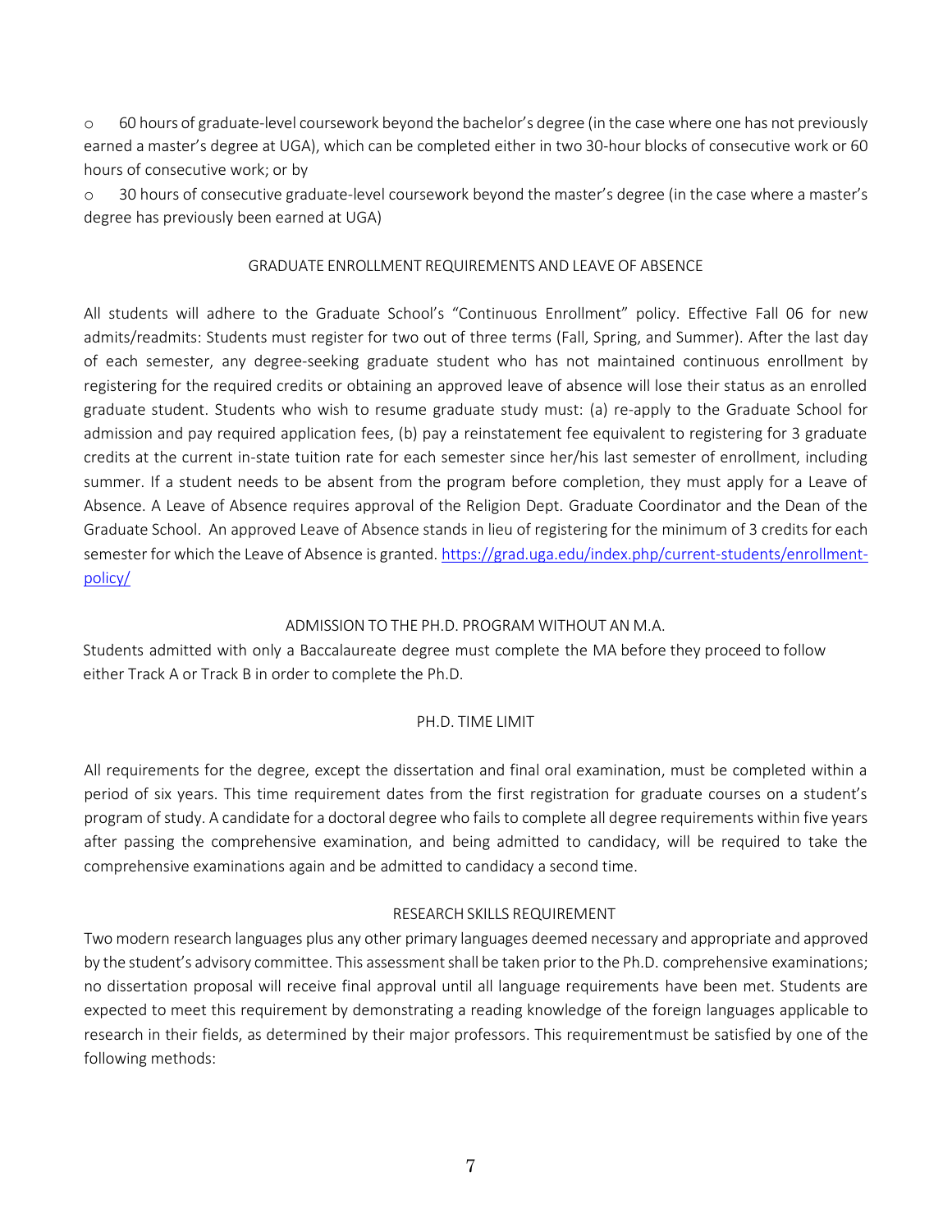- 60 hours of graduate-level coursework beyond the bachelor's degree (in the case where one has not previously earned a master's degree at UGA), which can be completed either in two 30-hour blocks of consecutive work or 60 hours of consecutive work; or by
- 30 hours of consecutive graduate-level coursework beyond the master's degree (in the case where a master's degree has previously been earned at UGA)

## GRADUATE ENROLLMENT REQUIREMENTS AND LEAVE OF ABSENCE

All students will adhere to the Graduate School's "Continuous Enrollment" policy. Effective Fall 06 for new admits/readmits: Students must register for two out of three terms (Fall, Spring, and Summer). After the last day of each semester, any degree-seeking graduate student who has not maintained continuous enrollment by registering for the required credits or obtaining an approved leave of absence will lose their status as an enrolled graduate student. Students who wish to resume graduate study must: (a) re-apply to the Graduate School for admission and pay required application fees, (b) pay a reinstatement fee equivalent to registering for 3 graduate credits at the current in-state tuition rate for each semester since her/his last semester of enrollment, including summer. If a student needs to be absent from the program before completion, they must apply for a Leave of Absence. A Leave of Absence requires approval of the Religion Dept. Graduate Coordinator and the Dean of the Graduate School. An approved Leave of Absence stands in lieu of registering for the minimum of 3 credits for each semester for which the Leave of Absence is granted. https://grad.uga.edu/index.php/current-students/enrollment-policy/

## ADMISSION TO THE PH.D. PROGRAM WITHOUT AN M.A.

Students admitted with only a Baccalaureate degree must complete the MA before they proceed to follow either Track A or Track B in order to complete the Ph.D.

## PH.D. TIME LIMIT

All requirements for the degree, except the dissertation and final oral examination, must be completed within a period of six years. This time requirement dates from the first registration for graduate courses on a student's program of study. A candidate for a doctoral degree who fails to complete all degree requirements within five years after passing the comprehensive examination, and being admitted to candidacy, will be required to take the comprehensive examinations again and be admitted to candidacy a second time.

## RESEARCH SKILLS REQUIREMENT

Two modern research languages plus any other primary languages deemed necessary and appropriate and approved by the student's advisory committee. This assessment shall be taken prior to the Ph.D. comprehensive examinations; no dissertation proposal will receive final approval until all language requirements have been met. Students are expected to meet this requirement by demonstrating a reading knowledge of the foreign languages applicable to research in their fields, as determined by their major professors. This requirement must be satisfied by one of the following methods: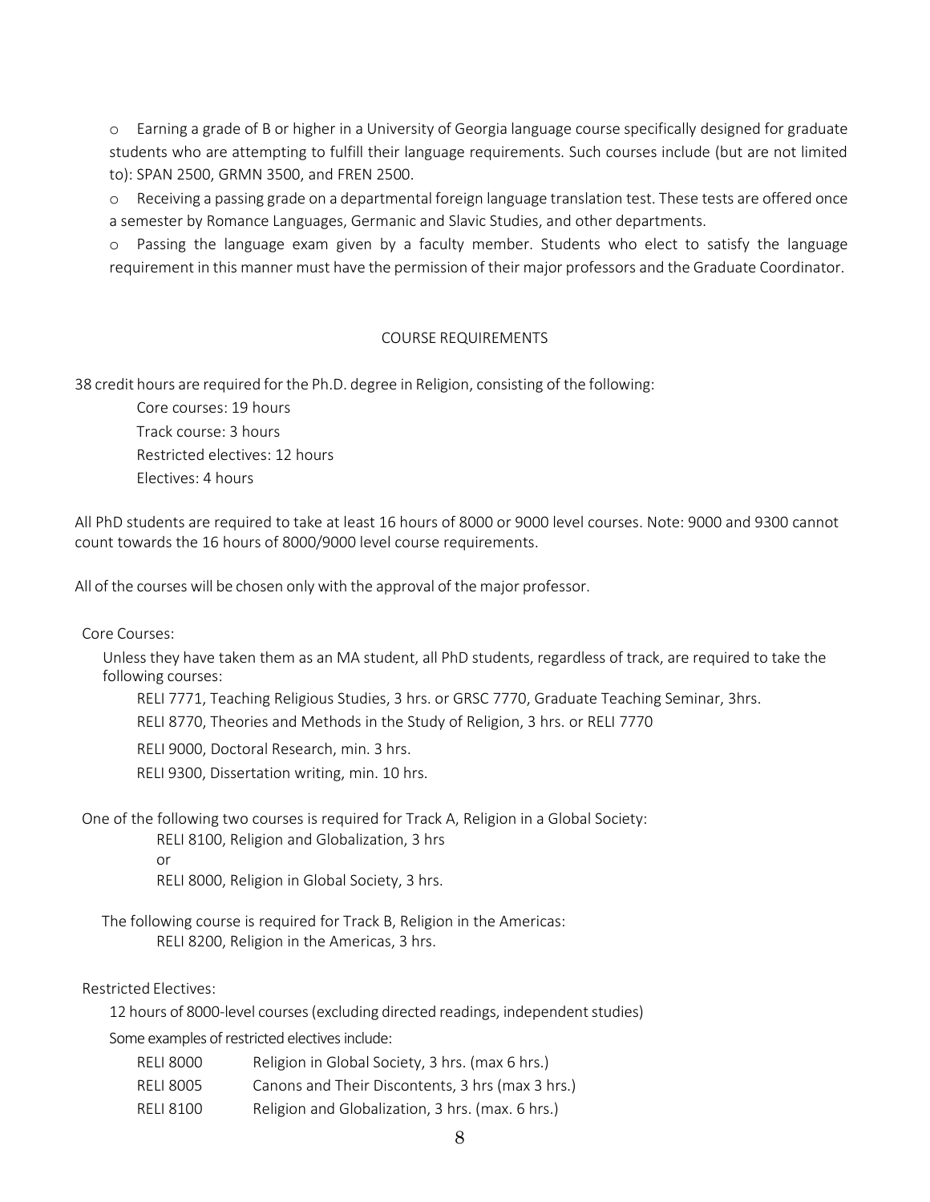- Earning a grade of B or higher in a University of Georgia language course specifically designed for graduate students who are attempting to fulfill their language requirements. Such courses include (but are not limited to): SPAN 2500, GRMN 3500, and FREN 2500.
- Receiving a passing grade on a departmental foreign language translation test. These tests are offered once a semester by Romance Languages, Germanic and Slavic Studies, and other departments.
- Passing the language exam given by a faculty member. Students who elect to satisfy the language requirement in this manner must have the permission of their major professors and the Graduate Coordinator.

## COURSE REQUIREMENTS

38 credit hours are required for the Ph.D. degree in Religion, consisting of the following:

Core courses: 19 hours
Track course: 3 hours
Restricted electives: 12 hours
Electives: 4 hours

All PhD students are required to take at least 16 hours of 8000 or 9000 level courses. Note: 9000 and 9300 cannot count towards the 16 hours of 8000/9000 level course requirements.

All of the courses will be chosen only with the approval of the major professor.

Core Courses:

Unless they have taken them as an MA student, all PhD students, regardless of track, are required to take the following courses:

RELI 7771, Teaching Religious Studies, 3 hrs. or GRSC 7770, Graduate Teaching Seminar, 3hrs.
RELI 8770, Theories and Methods in the Study of Religion, 3 hrs. or RELI 7770
RELI 9000, Doctoral Research, min. 3 hrs.
RELI 9300, Dissertation writing, min. 10 hrs.

One of the following two courses is required for Track A, Religion in a Global Society:

RELI 8100, Religion and Globalization, 3 hrs
or
RELI 8000, Religion in Global Society, 3 hrs.

The following course is required for Track B, Religion in the Americas:

RELI 8200, Religion in the Americas, 3 hrs.

Restricted Electives:

12 hours of 8000-level courses (excluding directed readings, independent studies)

Some examples of restricted electives include:

| | |
|---|---|
| RELI 8000 | Religion in Global Society, 3 hrs. (max 6 hrs.) |
| RELI 8005 | Canons and Their Discontents, 3 hrs (max 3 hrs.) |
| RELI 8100 | Religion and Globalization, 3 hrs. (max. 6 hrs.) |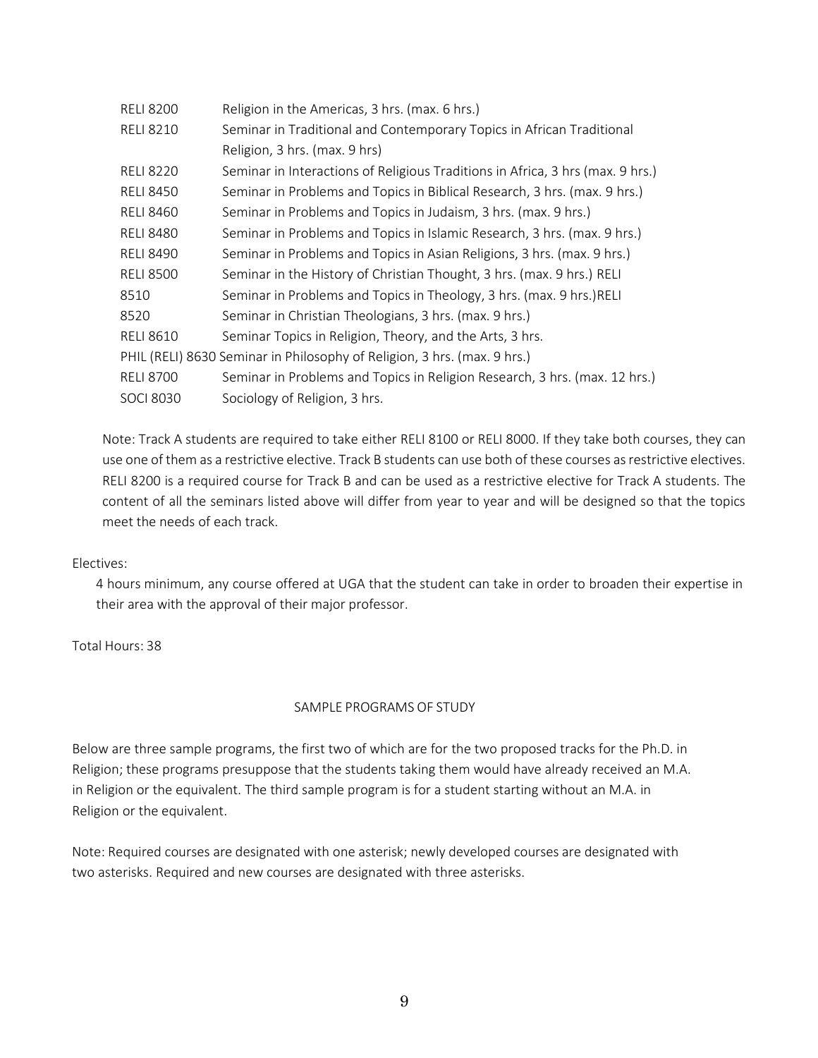| | |
|---|---|
| RELI 8200 | Religion in the Americas, 3 hrs. (max. 6 hrs.) |
| RELI 8210 | Seminar in Traditional and Contemporary Topics in African Traditional Religion, 3 hrs. (max. 9 hrs) |
| RELI 8220 | Seminar in Interactions of Religious Traditions in Africa, 3 hrs (max. 9 hrs.) |
| RELI 8450 | Seminar in Problems and Topics in Biblical Research, 3 hrs. (max. 9 hrs.) |
| RELI 8460 | Seminar in Problems and Topics in Judaism, 3 hrs. (max. 9 hrs.) |
| RELI 8480 | Seminar in Problems and Topics in Islamic Research, 3 hrs. (max. 9 hrs.) |
| RELI 8490 | Seminar in Problems and Topics in Asian Religions, 3 hrs. (max. 9 hrs.) |
| RELI 8500 | Seminar in the History of Christian Thought, 3 hrs. (max. 9 hrs.) |
| RELI 8510 | Seminar in Problems and Topics in Theology, 3 hrs. (max. 9 hrs.) |
| RELI 8520 | Seminar in Christian Theologians, 3 hrs. (max. 9 hrs.) |
| RELI 8610 | Seminar Topics in Religion, Theory, and the Arts, 3 hrs. |
| PHIL (RELI) 8630 | Seminar in Philosophy of Religion, 3 hrs. (max. 9 hrs.) |
| RELI 8700 | Seminar in Problems and Topics in Religion Research, 3 hrs. (max. 12 hrs.) |
| SOCI 8030 | Sociology of Religion, 3 hrs. |

Note: Track A students are required to take either RELI 8100 or RELI 8000. If they take both courses, they can use one of them as a restrictive elective. Track B students can use both of these courses as restrictive electives. RELI 8200 is a required course for Track B and can be used as a restrictive elective for Track A students. The content of all the seminars listed above will differ from year to year and will be designed so that the topics meet the needs of each track.

Electives:

4 hours minimum, any course offered at UGA that the student can take in order to broaden their expertise in their area with the approval of their major professor.

Total Hours: 38

## SAMPLE PROGRAMS OF STUDY

Below are three sample programs, the first two of which are for the two proposed tracks for the Ph.D. in Religion; these programs presuppose that the students taking them would have already received an M.A. in Religion or the equivalent. The third sample program is for a student starting without an M.A. in Religion or the equivalent.

Note: Required courses are designated with one asterisk; newly developed courses are designated with two asterisks. Required and new courses are designated with three asterisks.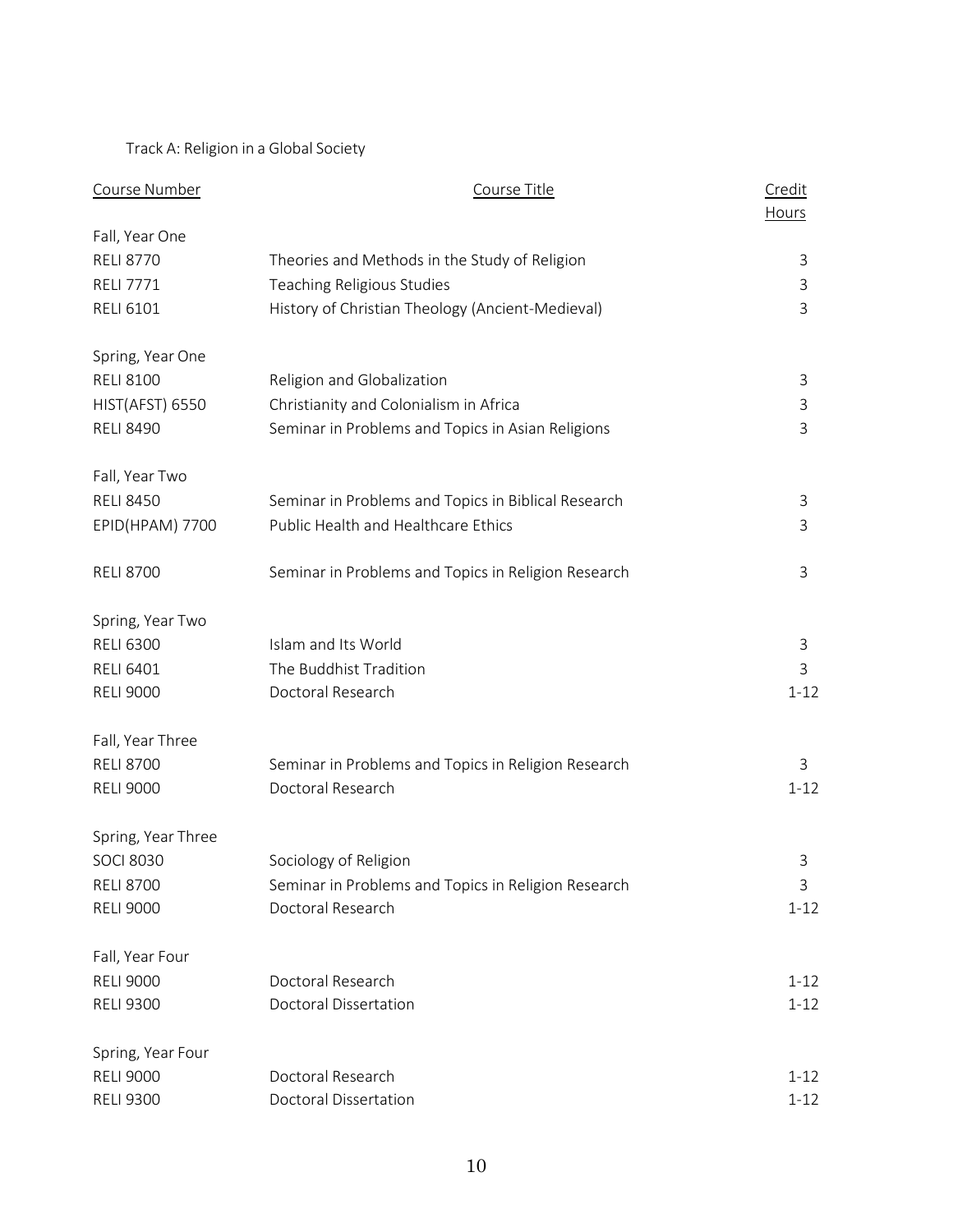Track A: Religion in a Global Society

| Course Number | Course Title | Credit Hours |
| --- | --- | --- |
| Fall, Year One | | |
| RELI 8770 | Theories and Methods in the Study of Religion | 3 |
| RELI 7771 | Teaching Religious Studies | 3 |
| RELI 6101 | History of Christian Theology (Ancient-Medieval) | 3 |
| Spring, Year One | | |
| RELI 8100 | Religion and Globalization | 3 |
| HIST(AFST) 6550 | Christianity and Colonialism in Africa | 3 |
| RELI 8490 | Seminar in Problems and Topics in Asian Religions | 3 |
| Fall, Year Two | | |
| RELI 8450 | Seminar in Problems and Topics in Biblical Research | 3 |
| EPID(HPAM) 7700 | Public Health and Healthcare Ethics | 3 |
| RELI 8700 | Seminar in Problems and Topics in Religion Research | 3 |
| Spring, Year Two | | |
| RELI 6300 | Islam and Its World | 3 |
| RELI 6401 | The Buddhist Tradition | 3 |
| RELI 9000 | Doctoral Research | 1-12 |
| Fall, Year Three | | |
| RELI 8700 | Seminar in Problems and Topics in Religion Research | 3 |
| RELI 9000 | Doctoral Research | 1-12 |
| Spring, Year Three | | |
| SOCI 8030 | Sociology of Religion | 3 |
| RELI 8700 | Seminar in Problems and Topics in Religion Research | 3 |
| RELI 9000 | Doctoral Research | 1-12 |
| Fall, Year Four | | |
| RELI 9000 | Doctoral Research | 1-12 |
| RELI 9300 | Doctoral Dissertation | 1-12 |
| Spring, Year Four | | |
| RELI 9000 | Doctoral Research | 1-12 |
| RELI 9300 | Doctoral Dissertation | 1-12 |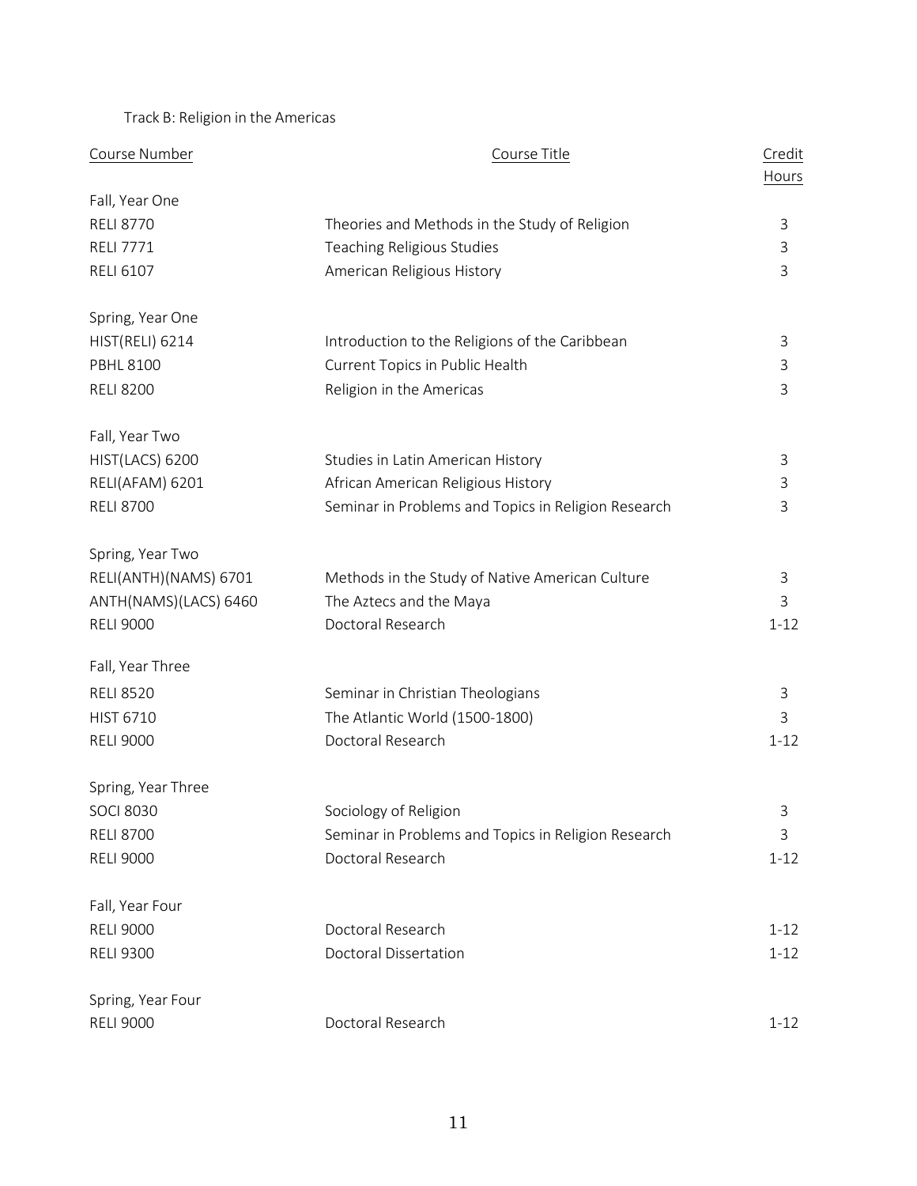Track B: Religion in the Americas

| Course Number | Course Title | Credit Hours |
|---|---|---|
| Fall, Year One | | |
| RELI 8770 | Theories and Methods in the Study of Religion | 3 |
| RELI 7771 | Teaching Religious Studies | 3 |
| RELI 6107 | American Religious History | 3 |
| Spring, Year One | | |
| HIST(RELI) 6214 | Introduction to the Religions of the Caribbean | 3 |
| PBHL 8100 | Current Topics in Public Health | 3 |
| RELI 8200 | Religion in the Americas | 3 |
| Fall, Year Two | | |
| HIST(LACS) 6200 | Studies in Latin American History | 3 |
| RELI(AFAM) 6201 | African American Religious History | 3 |
| RELI 8700 | Seminar in Problems and Topics in Religion Research | 3 |
| Spring, Year Two | | |
| RELI(ANTH)(NAMS) 6701 | Methods in the Study of Native American Culture | 3 |
| ANTH(NAMS)(LACS) 6460 | The Aztecs and the Maya | 3 |
| RELI 9000 | Doctoral Research | 1-12 |
| Fall, Year Three | | |
| RELI 8520 | Seminar in Christian Theologians | 3 |
| HIST 6710 | The Atlantic World (1500-1800) | 3 |
| RELI 9000 | Doctoral Research | 1-12 |
| Spring, Year Three | | |
| SOCI 8030 | Sociology of Religion | 3 |
| RELI 8700 | Seminar in Problems and Topics in Religion Research | 3 |
| RELI 9000 | Doctoral Research | 1-12 |
| Fall, Year Four | | |
| RELI 9000 | Doctoral Research | 1-12 |
| RELI 9300 | Doctoral Dissertation | 1-12 |
| Spring, Year Four | | |
| RELI 9000 | Doctoral Research | 1-12 |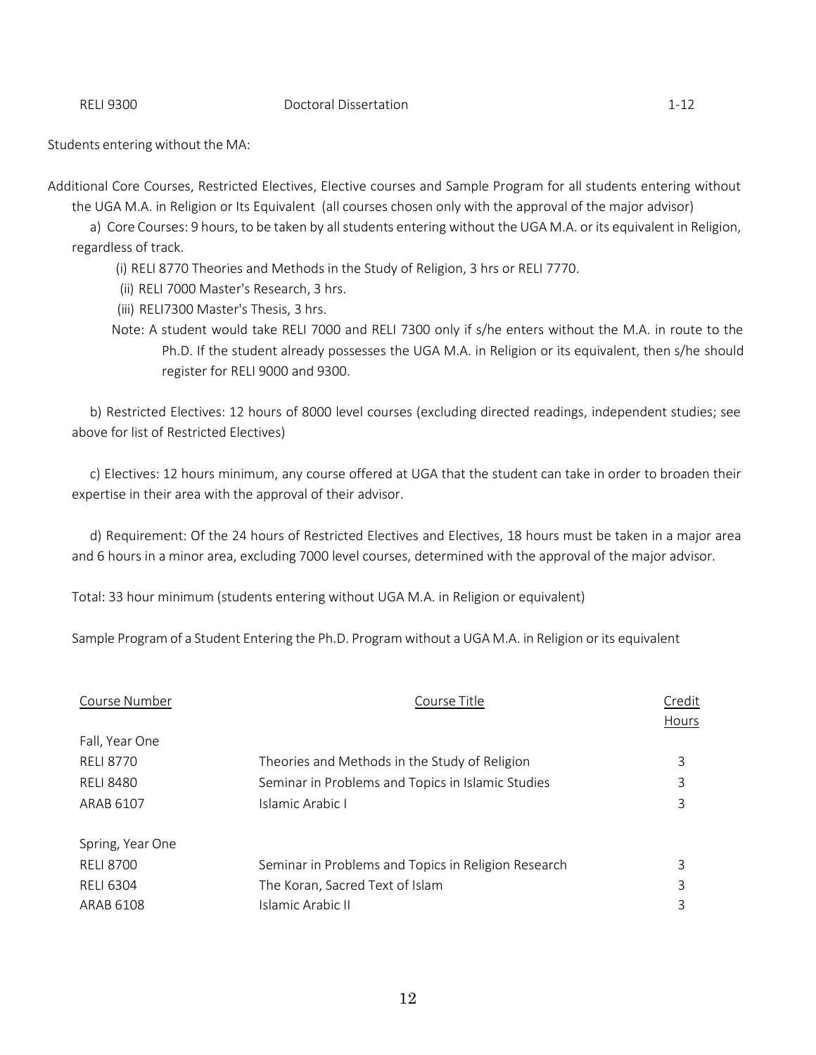| | | |
|---|---|---|
| RELI 9300 | Doctoral Dissertation | 1-12 |

Students entering without the MA:

Additional Core Courses, Restricted Electives, Elective courses and Sample Program for all students entering without the UGA M.A. in Religion or Its Equivalent (all courses chosen only with the approval of the major advisor)

a) Core Courses: 9 hours, to be taken by all students entering without the UGA M.A. or its equivalent in Religion, regardless of track.

(i) RELI 8770 Theories and Methods in the Study of Religion, 3 hrs or RELI 7770.

(ii) RELI 7000 Master's Research, 3 hrs.

(iii) RELI7300 Master's Thesis, 3 hrs.

Note: A student would take RELI 7000 and RELI 7300 only if s/he enters without the M.A. in route to the Ph.D. If the student already possesses the UGA M.A. in Religion or its equivalent, then s/he should register for RELI 9000 and 9300.

b) Restricted Electives: 12 hours of 8000 level courses (excluding directed readings, independent studies; see above for list of Restricted Electives)

c) Electives: 12 hours minimum, any course offered at UGA that the student can take in order to broaden their expertise in their area with the approval of their advisor.

d) Requirement: Of the 24 hours of Restricted Electives and Electives, 18 hours must be taken in a major area and 6 hours in a minor area, excluding 7000 level courses, determined with the approval of the major advisor.

Total: 33 hour minimum (students entering without UGA M.A. in Religion or equivalent)

Sample Program of a Student Entering the Ph.D. Program without a UGA M.A. in Religion or its equivalent

| Course Number | Course Title | Credit Hours |
|---|---|---|
| Fall, Year One | | |
| RELI 8770 | Theories and Methods in the Study of Religion | 3 |
| RELI 8480 | Seminar in Problems and Topics in Islamic Studies | 3 |
| ARAB 6107 | Islamic Arabic I | 3 |
| Spring, Year One | | |
| RELI 8700 | Seminar in Problems and Topics in Religion Research | 3 |
| RELI 6304 | The Koran, Sacred Text of Islam | 3 |
| ARAB 6108 | Islamic Arabic II | 3 |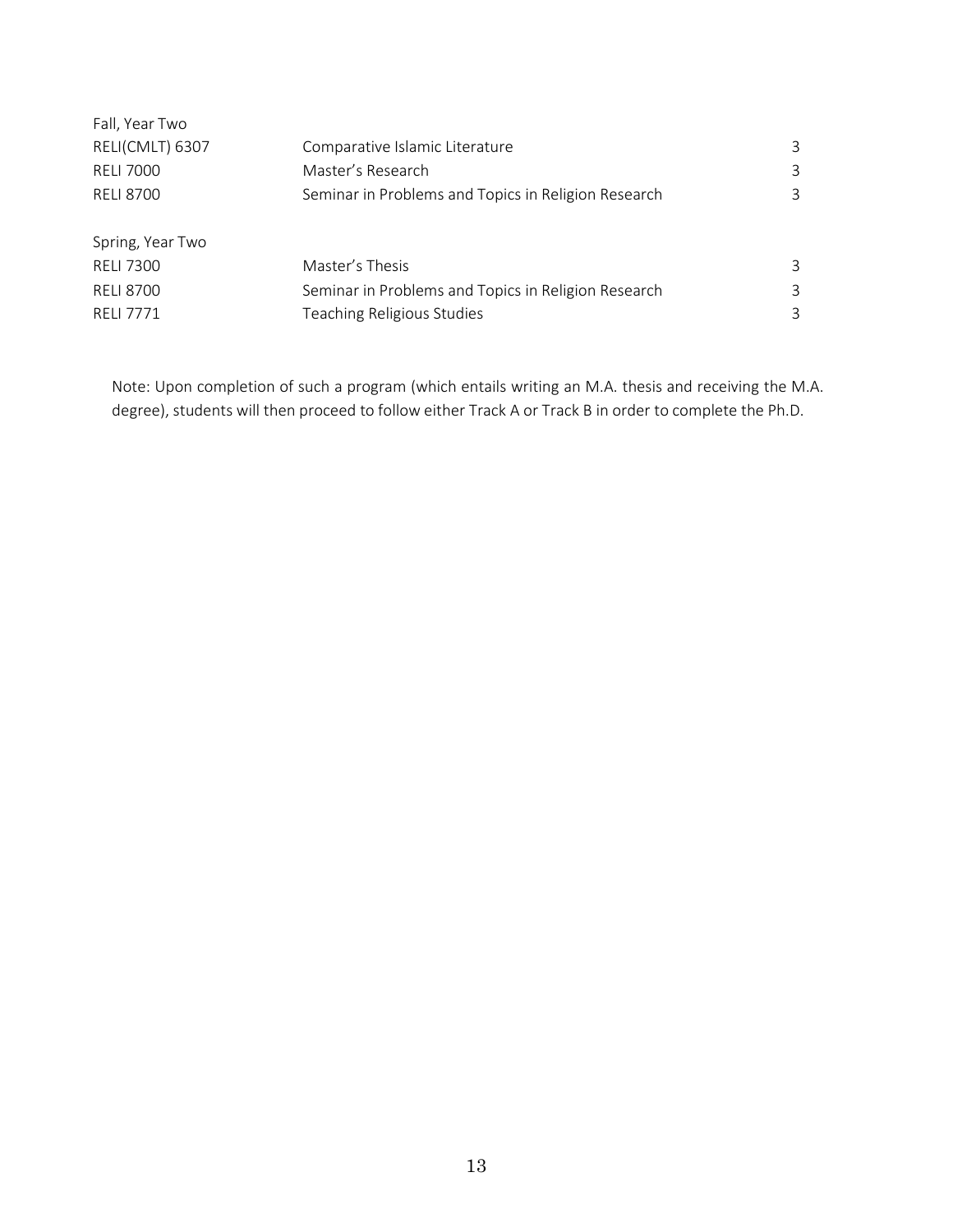Fall, Year Two

| | | |
|---|---|---|
| RELI(CMLT) 6307 | Comparative Islamic Literature | 3 |
| RELI 7000 | Master's Research | 3 |
| RELI 8700 | Seminar in Problems and Topics in Religion Research | 3 |

Spring, Year Two

| | | |
|---|---|---|
| RELI 7300 | Master's Thesis | 3 |
| RELI 8700 | Seminar in Problems and Topics in Religion Research | 3 |
| RELI 7771 | Teaching Religious Studies | 3 |

Note: Upon completion of such a program (which entails writing an M.A. thesis and receiving the M.A. degree), students will then proceed to follow either Track A or Track B in order to complete the Ph.D.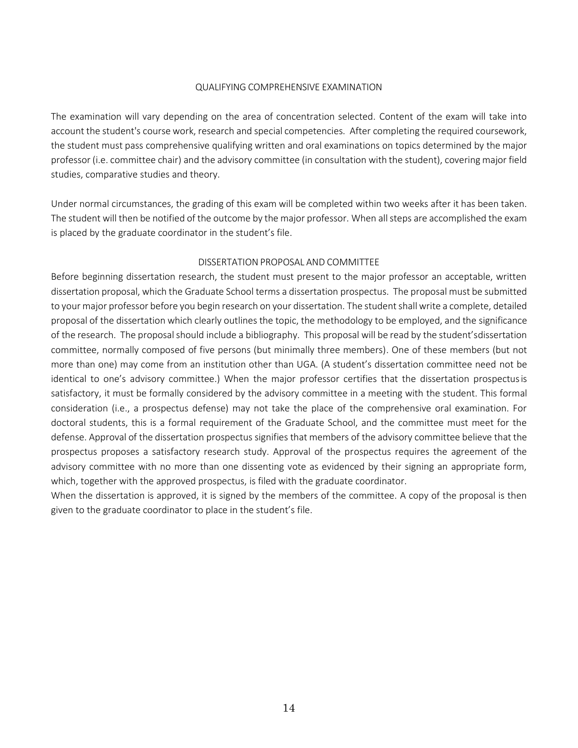## QUALIFYING COMPREHENSIVE EXAMINATION

The examination will vary depending on the area of concentration selected. Content of the exam will take into account the student's course work, research and special competencies. After completing the required coursework, the student must pass comprehensive qualifying written and oral examinations on topics determined by the major professor (i.e. committee chair) and the advisory committee (in consultation with the student), covering major field studies, comparative studies and theory.

Under normal circumstances, the grading of this exam will be completed within two weeks after it has been taken. The student will then be notified of the outcome by the major professor. When all steps are accomplished the exam is placed by the graduate coordinator in the student's file.

## DISSERTATION PROPOSAL AND COMMITTEE

Before beginning dissertation research, the student must present to the major professor an acceptable, written dissertation proposal, which the Graduate School terms a dissertation prospectus. The proposal must be submitted to your major professor before you begin research on your dissertation. The student shall write a complete, detailed proposal of the dissertation which clearly outlines the topic, the methodology to be employed, and the significance of the research. The proposal should include a bibliography. This proposal will be read by the student'sdissertation committee, normally composed of five persons (but minimally three members). One of these members (but not more than one) may come from an institution other than UGA. (A student's dissertation committee need not be identical to one's advisory committee.) When the major professor certifies that the dissertation prospectus is satisfactory, it must be formally considered by the advisory committee in a meeting with the student. This formal consideration (i.e., a prospectus defense) may not take the place of the comprehensive oral examination. For doctoral students, this is a formal requirement of the Graduate School, and the committee must meet for the defense. Approval of the dissertation prospectus signifies that members of the advisory committee believe that the prospectus proposes a satisfactory research study. Approval of the prospectus requires the agreement of the advisory committee with no more than one dissenting vote as evidenced by their signing an appropriate form, which, together with the approved prospectus, is filed with the graduate coordinator.

When the dissertation is approved, it is signed by the members of the committee. A copy of the proposal is then given to the graduate coordinator to place in the student's file.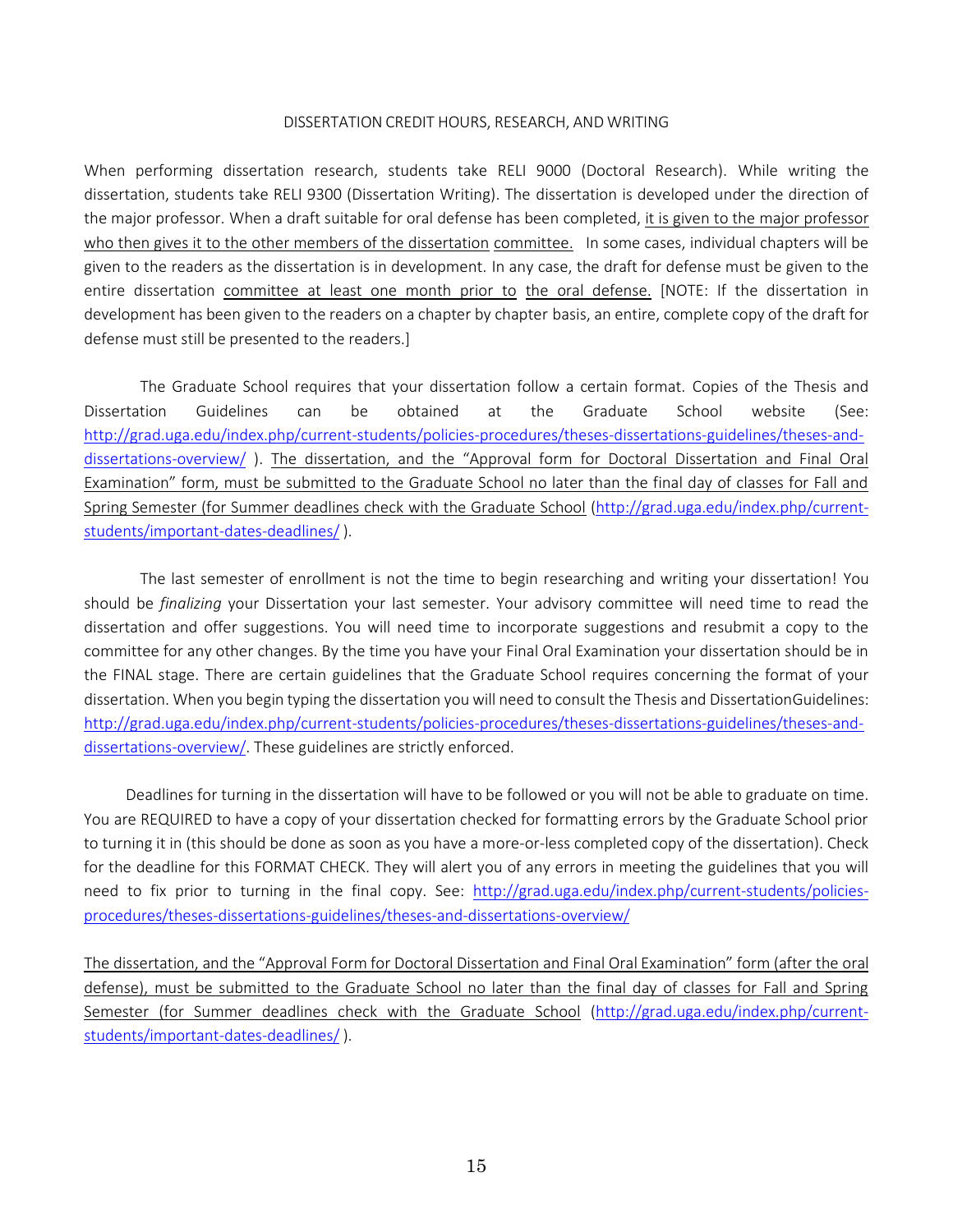## DISSERTATION CREDIT HOURS, RESEARCH, AND WRITING

When performing dissertation research, students take RELI 9000 (Doctoral Research). While writing the dissertation, students take RELI 9300 (Dissertation Writing). The dissertation is developed under the direction of the major professor. When a draft suitable for oral defense has been completed, it is given to the major professor who then gives it to the other members of the dissertation committee. In some cases, individual chapters will be given to the readers as the dissertation is in development. In any case, the draft for defense must be given to the entire dissertation committee at least one month prior to the oral defense. [NOTE: If the dissertation in development has been given to the readers on a chapter by chapter basis, an entire, complete copy of the draft for defense must still be presented to the readers.]

The Graduate School requires that your dissertation follow a certain format. Copies of the Thesis and Dissertation Guidelines can be obtained at the Graduate School website (See: http://grad.uga.edu/index.php/current-students/policies-procedures/theses-dissertations-guidelines/theses-and-dissertations-overview/ ). The dissertation, and the "Approval form for Doctoral Dissertation and Final Oral Examination" form, must be submitted to the Graduate School no later than the final day of classes for Fall and Spring Semester (for Summer deadlines check with the Graduate School (http://grad.uga.edu/index.php/current-students/important-dates-deadlines/ ).

The last semester of enrollment is not the time to begin researching and writing your dissertation! You should be *finalizing* your Dissertation your last semester. Your advisory committee will need time to read the dissertation and offer suggestions. You will need time to incorporate suggestions and resubmit a copy to the committee for any other changes. By the time you have your Final Oral Examination your dissertation should be in the FINAL stage. There are certain guidelines that the Graduate School requires concerning the format of your dissertation. When you begin typing the dissertation you will need to consult the Thesis and DissertationGuidelines: http://grad.uga.edu/index.php/current-students/policies-procedures/theses-dissertations-guidelines/theses-and-dissertations-overview/. These guidelines are strictly enforced.

Deadlines for turning in the dissertation will have to be followed or you will not be able to graduate on time. You are REQUIRED to have a copy of your dissertation checked for formatting errors by the Graduate School prior to turning it in (this should be done as soon as you have a more-or-less completed copy of the dissertation). Check for the deadline for this FORMAT CHECK. They will alert you of any errors in meeting the guidelines that you will need to fix prior to turning in the final copy. See: http://grad.uga.edu/index.php/current-students/policies-procedures/theses-dissertations-guidelines/theses-and-dissertations-overview/

The dissertation, and the "Approval Form for Doctoral Dissertation and Final Oral Examination" form (after the oral defense), must be submitted to the Graduate School no later than the final day of classes for Fall and Spring Semester (for Summer deadlines check with the Graduate School (http://grad.uga.edu/index.php/current-students/important-dates-deadlines/ ).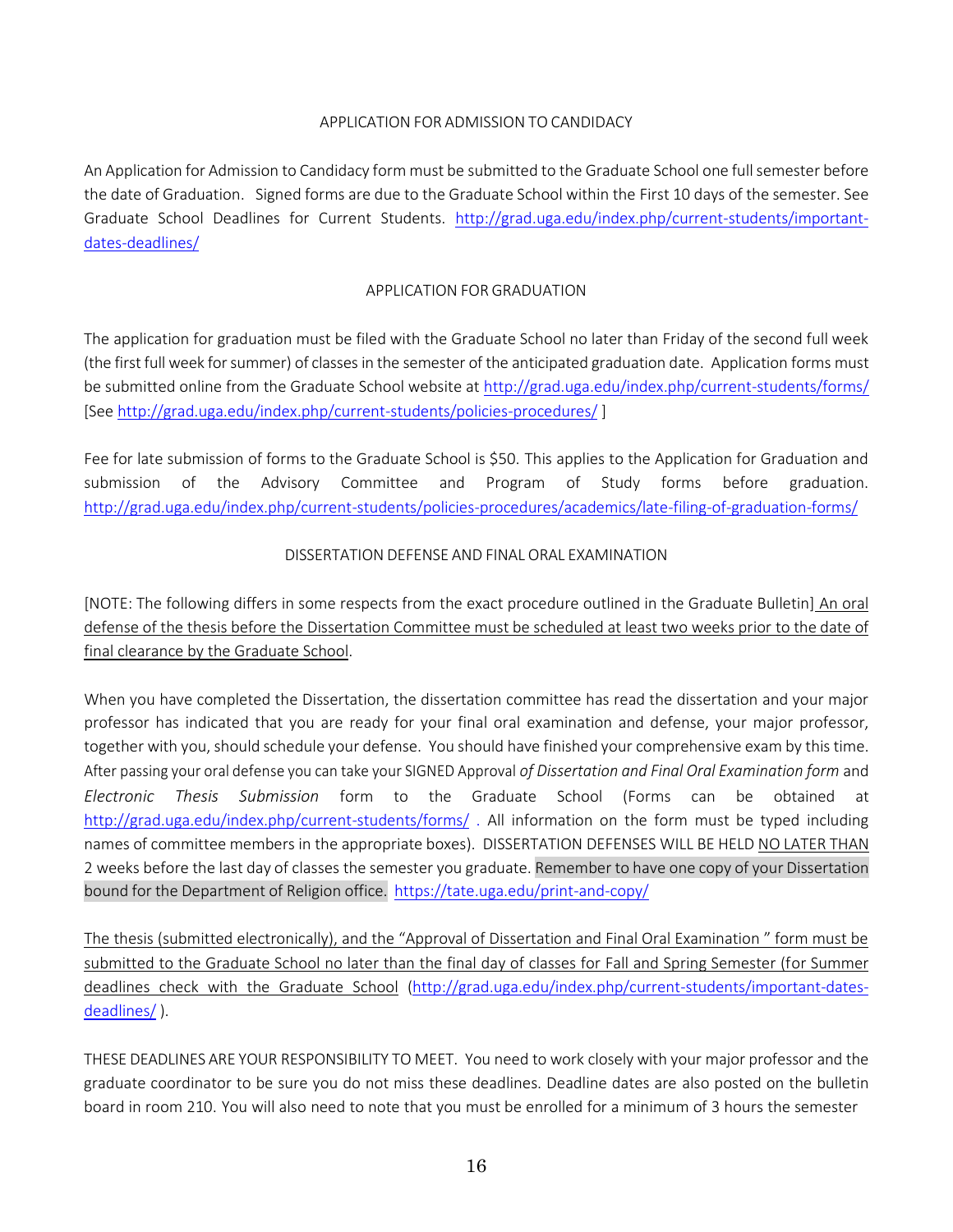## APPLICATION FOR ADMISSION TO CANDIDACY

An Application for Admission to Candidacy form must be submitted to the Graduate School one full semester before the date of Graduation. Signed forms are due to the Graduate School within the First 10 days of the semester. See Graduate School Deadlines for Current Students. http://grad.uga.edu/index.php/current-students/important-dates-deadlines/

## APPLICATION FOR GRADUATION

The application for graduation must be filed with the Graduate School no later than Friday of the second full week (the first full week for summer) of classes in the semester of the anticipated graduation date. Application forms must be submitted online from the Graduate School website at http://grad.uga.edu/index.php/current-students/forms/ [See http://grad.uga.edu/index.php/current-students/policies-procedures/ ]

Fee for late submission of forms to the Graduate School is $50. This applies to the Application for Graduation and submission of the Advisory Committee and Program of Study forms before graduation. http://grad.uga.edu/index.php/current-students/policies-procedures/academics/late-filing-of-graduation-forms/

## DISSERTATION DEFENSE AND FINAL ORAL EXAMINATION

[NOTE: The following differs in some respects from the exact procedure outlined in the Graduate Bulletin] An oral defense of the thesis before the Dissertation Committee must be scheduled at least two weeks prior to the date of final clearance by the Graduate School.

When you have completed the Dissertation, the dissertation committee has read the dissertation and your major professor has indicated that you are ready for your final oral examination and defense, your major professor, together with you, should schedule your defense. You should have finished your comprehensive exam by this time. After passing your oral defense you can take your SIGNED Approval *of Dissertation and Final Oral Examination form* and *Electronic Thesis Submission* form to the Graduate School (Forms can be obtained at http://grad.uga.edu/index.php/current-students/forms/ . All information on the form must be typed including names of committee members in the appropriate boxes). DISSERTATION DEFENSES WILL BE HELD NO LATER THAN 2 weeks before the last day of classes the semester you graduate. Remember to have one copy of your Dissertation bound for the Department of Religion office. https://tate.uga.edu/print-and-copy/

The thesis (submitted electronically), and the "Approval of Dissertation and Final Oral Examination " form must be submitted to the Graduate School no later than the final day of classes for Fall and Spring Semester (for Summer deadlines check with the Graduate School (http://grad.uga.edu/index.php/current-students/important-dates-deadlines/ ).

THESE DEADLINES ARE YOUR RESPONSIBILITY TO MEET. You need to work closely with your major professor and the graduate coordinator to be sure you do not miss these deadlines. Deadline dates are also posted on the bulletin board in room 210. You will also need to note that you must be enrolled for a minimum of 3 hours the semester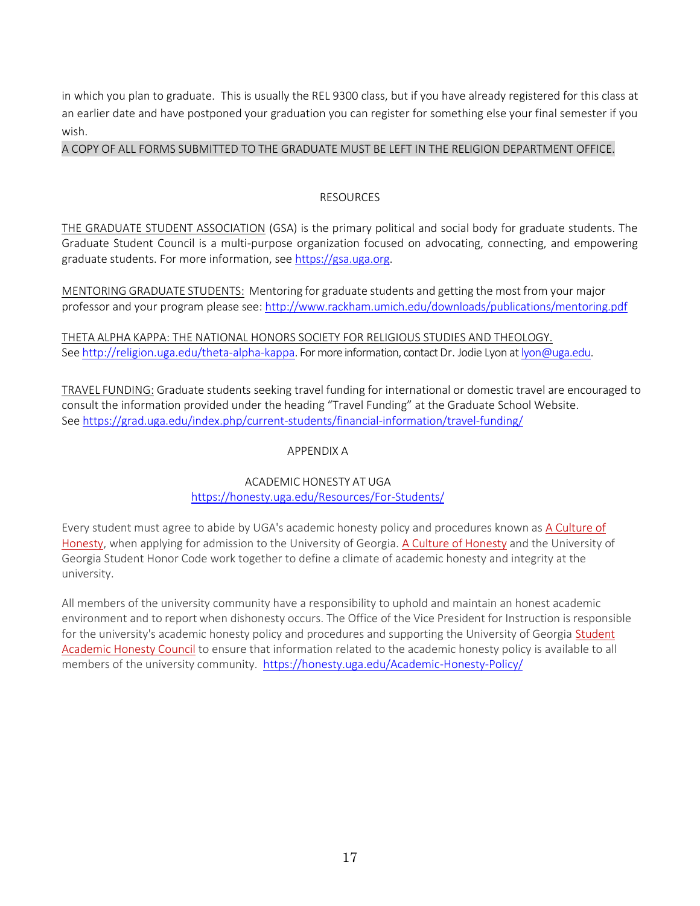in which you plan to graduate. This is usually the REL 9300 class, but if you have already registered for this class at an earlier date and have postponed your graduation you can register for something else your final semester if you wish.

A COPY OF ALL FORMS SUBMITTED TO THE GRADUATE MUST BE LEFT IN THE RELIGION DEPARTMENT OFFICE.

## RESOURCES

THE GRADUATE STUDENT ASSOCIATION (GSA) is the primary political and social body for graduate students. The Graduate Student Council is a multi-purpose organization focused on advocating, connecting, and empowering graduate students. For more information, see https://gsa.uga.org.

MENTORING GRADUATE STUDENTS: Mentoring for graduate students and getting the most from your major professor and your program please see: http://www.rackham.umich.edu/downloads/publications/mentoring.pdf

THETA ALPHA KAPPA: THE NATIONAL HONORS SOCIETY FOR RELIGIOUS STUDIES AND THEOLOGY. See http://religion.uga.edu/theta-alpha-kappa. For more information, contact Dr. Jodie Lyon at lyon@uga.edu.

TRAVEL FUNDING: Graduate students seeking travel funding for international or domestic travel are encouraged to consult the information provided under the heading "Travel Funding" at the Graduate School Website. See https://grad.uga.edu/index.php/current-students/financial-information/travel-funding/

## APPENDIX A

### ACADEMIC HONESTY AT UGA

https://honesty.uga.edu/Resources/For-Students/

Every student must agree to abide by UGA's academic honesty policy and procedures known as A Culture of Honesty, when applying for admission to the University of Georgia. A Culture of Honesty and the University of Georgia Student Honor Code work together to define a climate of academic honesty and integrity at the university.

All members of the university community have a responsibility to uphold and maintain an honest academic environment and to report when dishonesty occurs. The Office of the Vice President for Instruction is responsible for the university's academic honesty policy and procedures and supporting the University of Georgia Student Academic Honesty Council to ensure that information related to the academic honesty policy is available to all members of the university community. https://honesty.uga.edu/Academic-Honesty-Policy/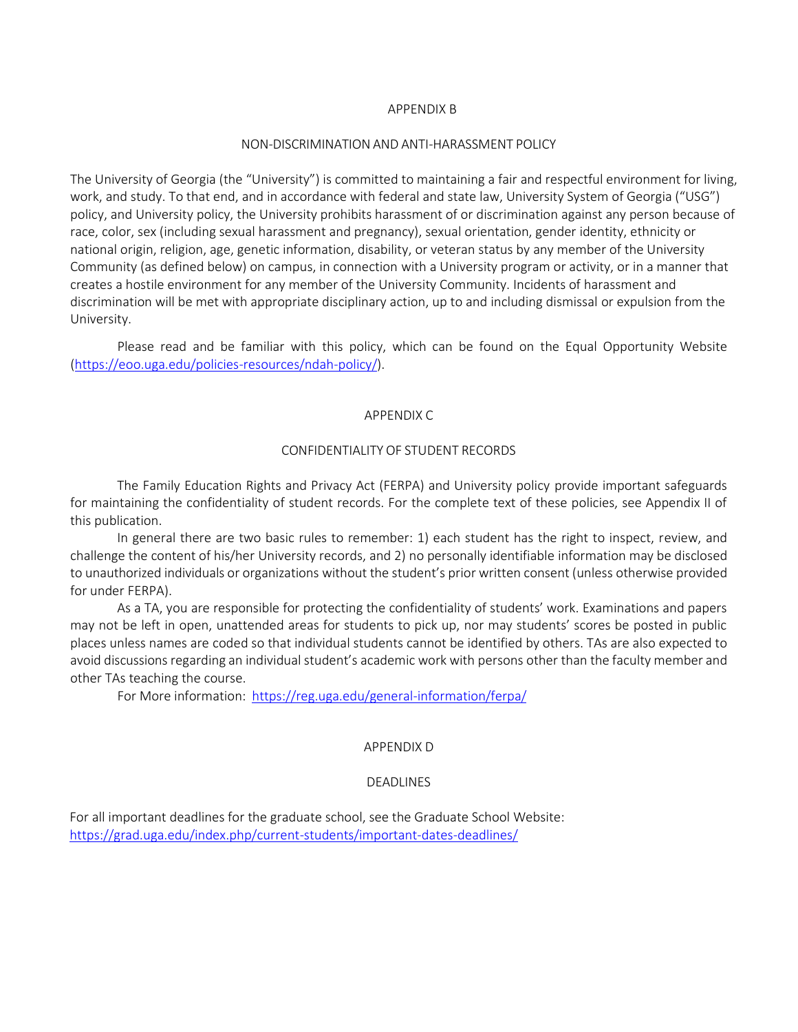## APPENDIX B

### NON-DISCRIMINATION AND ANTI-HARASSMENT POLICY

The University of Georgia (the "University") is committed to maintaining a fair and respectful environment for living, work, and study. To that end, and in accordance with federal and state law, University System of Georgia ("USG") policy, and University policy, the University prohibits harassment of or discrimination against any person because of race, color, sex (including sexual harassment and pregnancy), sexual orientation, gender identity, ethnicity or national origin, religion, age, genetic information, disability, or veteran status by any member of the University Community (as defined below) on campus, in connection with a University program or activity, or in a manner that creates a hostile environment for any member of the University Community. Incidents of harassment and discrimination will be met with appropriate disciplinary action, up to and including dismissal or expulsion from the University.

Please read and be familiar with this policy, which can be found on the Equal Opportunity Website (https://eoo.uga.edu/policies-resources/ndah-policy/).

## APPENDIX C

### CONFIDENTIALITY OF STUDENT RECORDS

The Family Education Rights and Privacy Act (FERPA) and University policy provide important safeguards for maintaining the confidentiality of student records. For the complete text of these policies, see Appendix II of this publication.

In general there are two basic rules to remember: 1) each student has the right to inspect, review, and challenge the content of his/her University records, and 2) no personally identifiable information may be disclosed to unauthorized individuals or organizations without the student's prior written consent (unless otherwise provided for under FERPA).

As a TA, you are responsible for protecting the confidentiality of students' work. Examinations and papers may not be left in open, unattended areas for students to pick up, nor may students' scores be posted in public places unless names are coded so that individual students cannot be identified by others. TAs are also expected to avoid discussions regarding an individual student's academic work with persons other than the faculty member and other TAs teaching the course.

For More information: https://reg.uga.edu/general-information/ferpa/

## APPENDIX D

### DEADLINES

For all important deadlines for the graduate school, see the Graduate School Website: https://grad.uga.edu/index.php/current-students/important-dates-deadlines/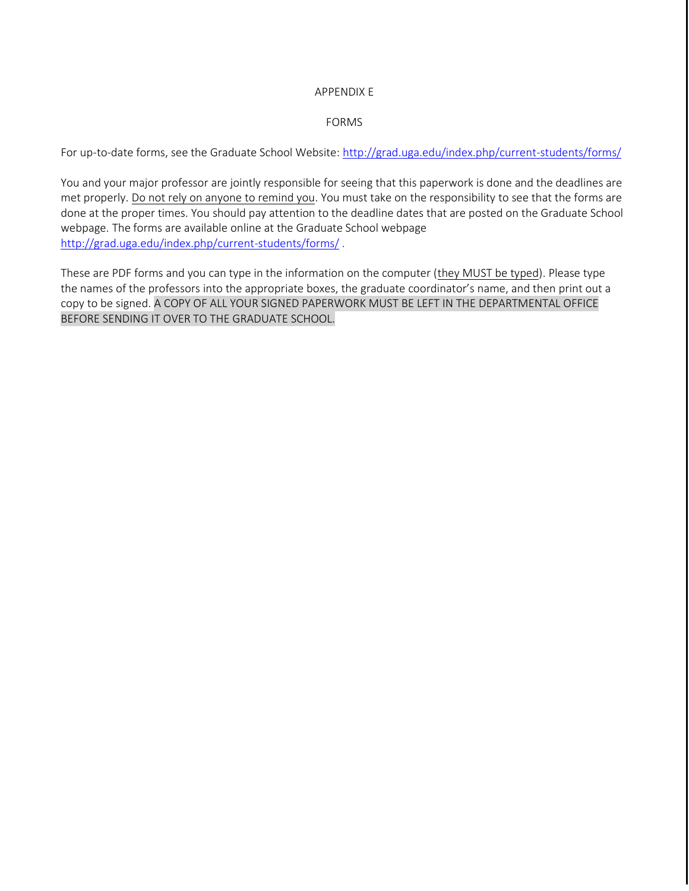# APPENDIX E

## FORMS

For up-to-date forms, see the Graduate School Website: http://grad.uga.edu/index.php/current-students/forms/

You and your major professor are jointly responsible for seeing that this paperwork is done and the deadlines are met properly. Do not rely on anyone to remind you. You must take on the responsibility to see that the forms are done at the proper times. You should pay attention to the deadline dates that are posted on the Graduate School webpage. The forms are available online at the Graduate School webpage http://grad.uga.edu/index.php/current-students/forms/ .

These are PDF forms and you can type in the information on the computer (they MUST be typed). Please type the names of the professors into the appropriate boxes, the graduate coordinator's name, and then print out a copy to be signed. A COPY OF ALL YOUR SIGNED PAPERWORK MUST BE LEFT IN THE DEPARTMENTAL OFFICE BEFORE SENDING IT OVER TO THE GRADUATE SCHOOL.